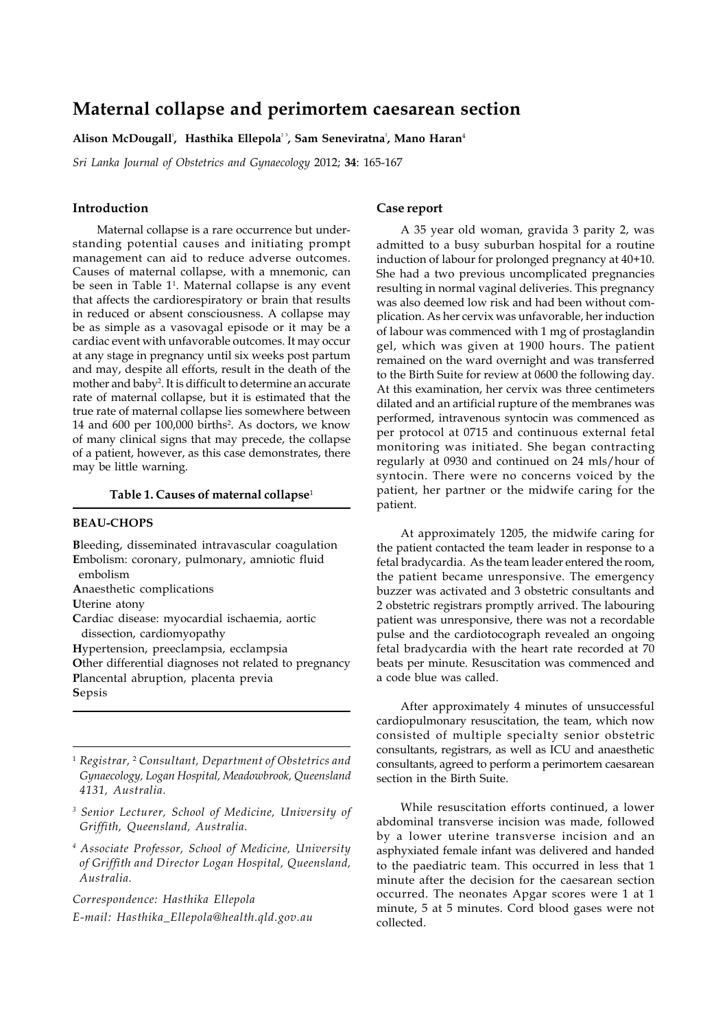# Maternal collapse and perimortem caesarean section

**Alison McDougall[1], Hasthika Ellepola[2,3], Sam Seneviratna[2], Mano Haran[4]**

*Sri Lanka Journal of Obstetrics and Gynaecology* 2012; **34**: 165-167

## Introduction

Maternal collapse is a rare occurrence but understanding potential causes and initiating prompt management can aid to reduce adverse outcomes. Causes of maternal collapse, with a mnemonic, can be seen in Table 1[1]. Maternal collapse is any event that affects the cardiorespiratory or brain that results in reduced or absent consciousness. A collapse may be as simple as a vasovagal episode or it may be a cardiac event with unfavorable outcomes. It may occur at any stage in pregnancy until six weeks post partum and may, despite all efforts, result in the death of the mother and baby[2]. It is difficult to determine an accurate rate of maternal collapse, but it is estimated that the true rate of maternal collapse lies somewhere between 14 and 600 per 100,000 births[2]. As doctors, we know of many clinical signs that may precede, the collapse of a patient, however, as this case demonstrates, there may be little warning.

**Table 1. Causes of maternal collapse**[1]

**BEAU-CHOPS**

**B**leeding, disseminated intravascular coagulation
**E**mbolism: coronary, pulmonary, amniotic fluid embolism
**A**naesthetic complications
**U**terine atony
**C**ardiac disease: myocardial ischaemia, aortic dissection, cardiomyopathy
**H**ypertension, preeclampsia, ecclampsia
**O**ther differential diagnoses not related to pregnancy
**P**lancental abruption, placenta previa
**S**epsis

[1] *Registrar,* [2] *Consultant, Department of Obstetrics and Gynaecology, Logan Hospital, Meadowbrook, Queensland 4131, Australia.*

[3] *Senior Lecturer, School of Medicine, University of Griffith, Queensland, Australia.*

[4] *Associate Professor, School of Medicine, University of Griffith and Director Logan Hospital, Queensland, Australia.*

*Correspondence: Hasthika Ellepola*

*E-mail: Hasthika_Ellepola@health.qld.gov.au*

## Case report

A 35 year old woman, gravida 3 parity 2, was admitted to a busy suburban hospital for a routine induction of labour for prolonged pregnancy at 40+10. She had a two previous uncomplicated pregnancies resulting in normal vaginal deliveries. This pregnancy was also deemed low risk and had been without complication. As her cervix was unfavorable, her induction of labour was commenced with 1 mg of prostaglandin gel, which was given at 1900 hours. The patient remained on the ward overnight and was transferred to the Birth Suite for review at 0600 the following day. At this examination, her cervix was three centimeters dilated and an artificial rupture of the membranes was performed, intravenous syntocin was commenced as per protocol at 0715 and continuous external fetal monitoring was initiated. She began contracting regularly at 0930 and continued on 24 mls/hour of syntocin. There were no concerns voiced by the patient, her partner or the midwife caring for the patient.

At approximately 1205, the midwife caring for the patient contacted the team leader in response to a fetal bradycardia. As the team leader entered the room, the patient became unresponsive. The emergency buzzer was activated and 3 obstetric consultants and 2 obstetric registrars promptly arrived. The labouring patient was unresponsive, there was not a recordable pulse and the cardiotocograph revealed an ongoing fetal bradycardia with the heart rate recorded at 70 beats per minute. Resuscitation was commenced and a code blue was called.

After approximately 4 minutes of unsuccessful cardiopulmonary resuscitation, the team, which now consisted of multiple specialty senior obstetric consultants, registrars, as well as ICU and anaesthetic consultants, agreed to perform a perimortem caesarean section in the Birth Suite.

While resuscitation efforts continued, a lower abdominal transverse incision was made, followed by a lower uterine transverse incision and an asphyxiated female infant was delivered and handed to the paediatric team. This occurred in less that 1 minute after the decision for the caesarean section occurred. The neonates Apgar scores were 1 at 1 minute, 5 at 5 minutes. Cord blood gases were not collected.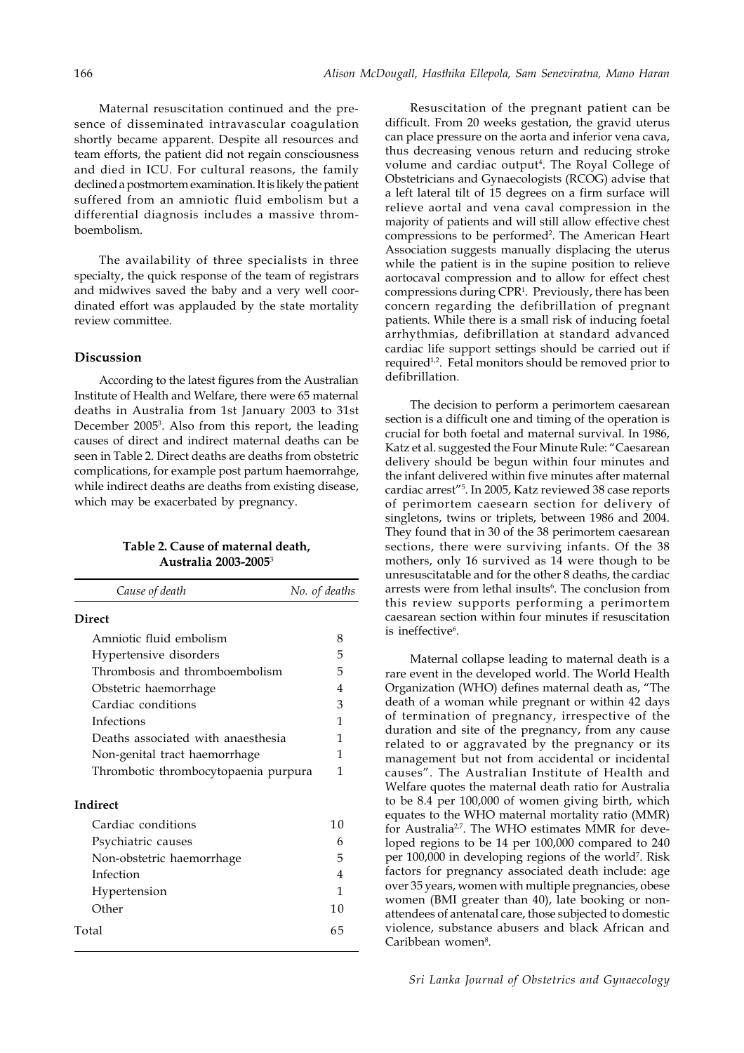Maternal resuscitation continued and the presence of disseminated intravascular coagulation shortly became apparent. Despite all resources and team efforts, the patient did not regain consciousness and died in ICU. For cultural reasons, the family declined a postmortem examination. It is likely the patient suffered from an amniotic fluid embolism but a differential diagnosis includes a massive thromboembolism.

The availability of three specialists in three specialty, the quick response of the team of registrars and midwives saved the baby and a very well coordinated effort was applauded by the state mortality review committee.

## Discussion

According to the latest figures from the Australian Institute of Health and Welfare, there were 65 maternal deaths in Australia from 1st January 2003 to 31st December 2005[3]. Also from this report, the leading causes of direct and indirect maternal deaths can be seen in Table 2. Direct deaths are deaths from obstetric complications, for example post partum haemorrahge, while indirect deaths are deaths from existing disease, which may be exacerbated by pregnancy.

**Table 2. Cause of maternal death, Australia 2003-2005**[3]

| *Cause of death* | *No. of deaths* |
|---|---|
| **Direct** | |
| Amniotic fluid embolism | 8 |
| Hypertensive disorders | 5 |
| Thrombosis and thromboembolism | 5 |
| Obstetric haemorrhage | 4 |
| Cardiac conditions | 3 |
| Infections | 1 |
| Deaths associated with anaesthesia | 1 |
| Non-genital tract haemorrhage | 1 |
| Thrombotic thrombocytopaenia purpura | 1 |
| **Indirect** | |
| Cardiac conditions | 10 |
| Psychiatric causes | 6 |
| Non-obstetric haemorrhage | 5 |
| Infection | 4 |
| Hypertension | 1 |
| Other | 10 |
| Total | 65 |

Resuscitation of the pregnant patient can be difficult. From 20 weeks gestation, the gravid uterus can place pressure on the aorta and inferior vena cava, thus decreasing venous return and reducing stroke volume and cardiac output[4]. The Royal College of Obstetricians and Gynaecologists (RCOG) advise that a left lateral tilt of 15 degrees on a firm surface will relieve aortal and vena caval compression in the majority of patients and will still allow effective chest compressions to be performed[2]. The American Heart Association suggests manually displacing the uterus while the patient is in the supine position to relieve aortocaval compression and to allow for effect chest compressions during CPR[1]. Previously, there has been concern regarding the defibrillation of pregnant patients. While there is a small risk of inducing foetal arrhythmias, defibrillation at standard advanced cardiac life support settings should be carried out if required[1,2]. Fetal monitors should be removed prior to defibrillation.

The decision to perform a perimortem caesarean section is a difficult one and timing of the operation is crucial for both foetal and maternal survival. In 1986, Katz et al. suggested the Four Minute Rule: "Caesarean delivery should be begun within four minutes and the infant delivered within five minutes after maternal cardiac arrest"[5]. In 2005, Katz reviewed 38 case reports of perimortem caesearn section for delivery of singletons, twins or triplets, between 1986 and 2004. They found that in 30 of the 38 perimortem caesarean sections, there were surviving infants. Of the 38 mothers, only 16 survived as 14 were though to be unresuscitatable and for the other 8 deaths, the cardiac arrests were from lethal insults[6]. The conclusion from this review supports performing a perimortem caesarean section within four minutes if resuscitation is ineffective[6].

Maternal collapse leading to maternal death is a rare event in the developed world. The World Health Organization (WHO) defines maternal death as, "The death of a woman while pregnant or within 42 days of termination of pregnancy, irrespective of the duration and site of the pregnancy, from any cause related to or aggravated by the pregnancy or its management but not from accidental or incidental causes". The Australian Institute of Health and Welfare quotes the maternal death ratio for Australia to be 8.4 per 100,000 of women giving birth, which equates to the WHO maternal mortality ratio (MMR) for Australia[2,7]. The WHO estimates MMR for developed regions to be 14 per 100,000 compared to 240 per 100,000 in developing regions of the world[7]. Risk factors for pregnancy associated death include: age over 35 years, women with multiple pregnancies, obese women (BMI greater than 40), late booking or non-attendees of antenatal care, those subjected to domestic violence, substance abusers and black African and Caribbean women[8].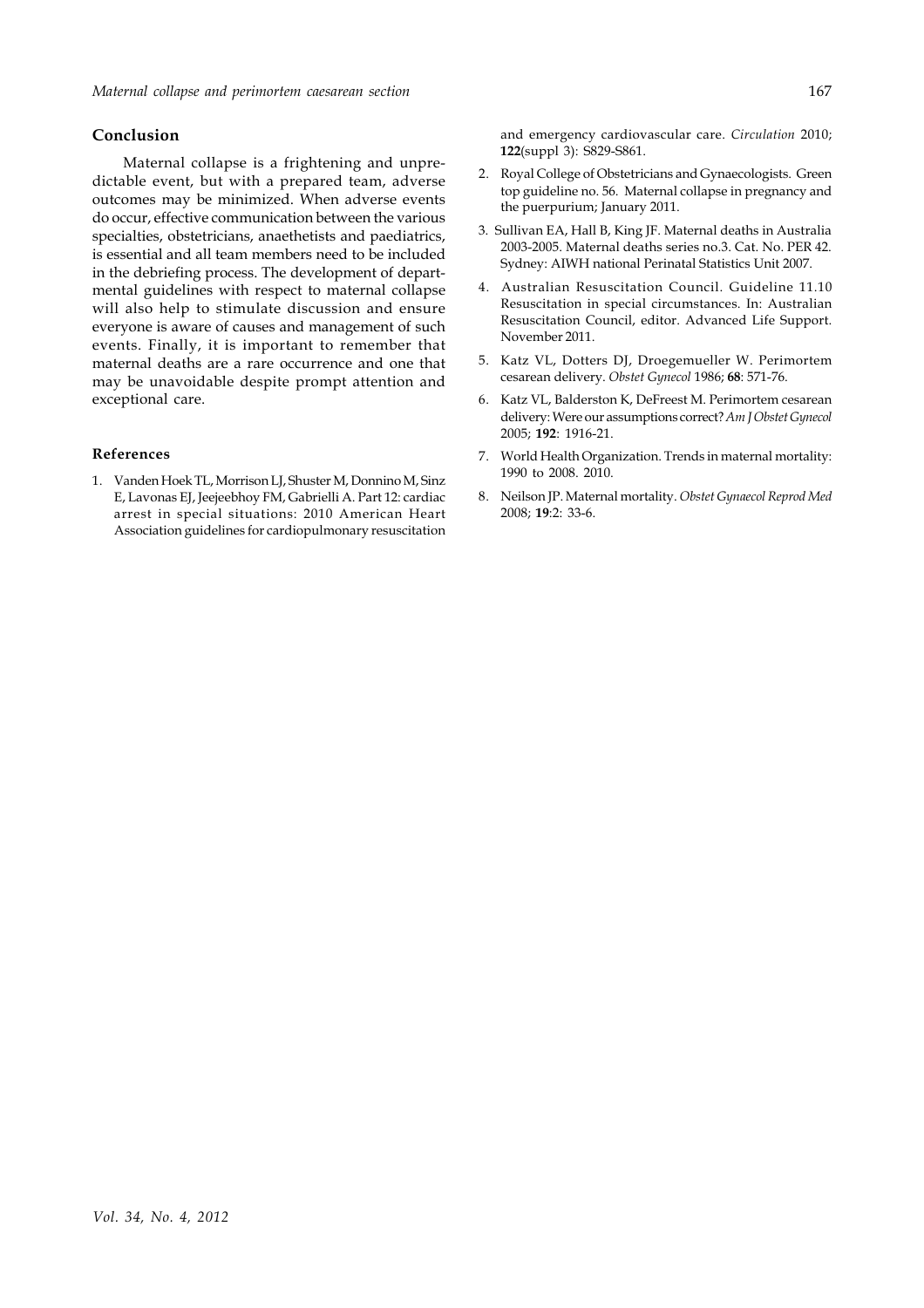## Conclusion

Maternal collapse is a frightening and unpredictable event, but with a prepared team, adverse outcomes may be minimized. When adverse events do occur, effective communication between the various specialties, obstetricians, anaethetists and paediatrics, is essential and all team members need to be included in the debriefing process. The development of departmental guidelines with respect to maternal collapse will also help to stimulate discussion and ensure everyone is aware of causes and management of such events. Finally, it is important to remember that maternal deaths are a rare occurrence and one that may be unavoidable despite prompt attention and exceptional care.

### References

1. Vanden Hoek TL, Morrison LJ, Shuster M, Donnino M, Sinz E, Lavonas EJ, Jeejeebhoy FM, Gabrielli A. Part 12: cardiac arrest in special situations: 2010 American Heart Association guidelines for cardiopulmonary resuscitation and emergency cardiovascular care. *Circulation* 2010; **122**(suppl 3): S829-S861.
2. Royal College of Obstetricians and Gynaecologists. Green top guideline no. 56. Maternal collapse in pregnancy and the puerpurium; January 2011.
3. Sullivan EA, Hall B, King JF. Maternal deaths in Australia 2003-2005. Maternal deaths series no.3. Cat. No. PER 42. Sydney: AIWH national Perinatal Statistics Unit 2007.
4. Australian Resuscitation Council. Guideline 11.10 Resuscitation in special circumstances. In: Australian Resuscitation Council, editor. Advanced Life Support. November 2011.
5. Katz VL, Dotters DJ, Droegemueller W. Perimortem cesarean delivery. *Obstet Gynecol* 1986; **68**: 571-76.
6. Katz VL, Balderston K, DeFreest M. Perimortem cesarean delivery: Were our assumptions correct? *Am J Obstet Gynecol* 2005; **192**: 1916-21.
7. World Health Organization. Trends in maternal mortality: 1990 to 2008. 2010.
8. Neilson JP. Maternal mortality. *Obstet Gynaecol Reprod Med* 2008; **19**:2: 33-6.